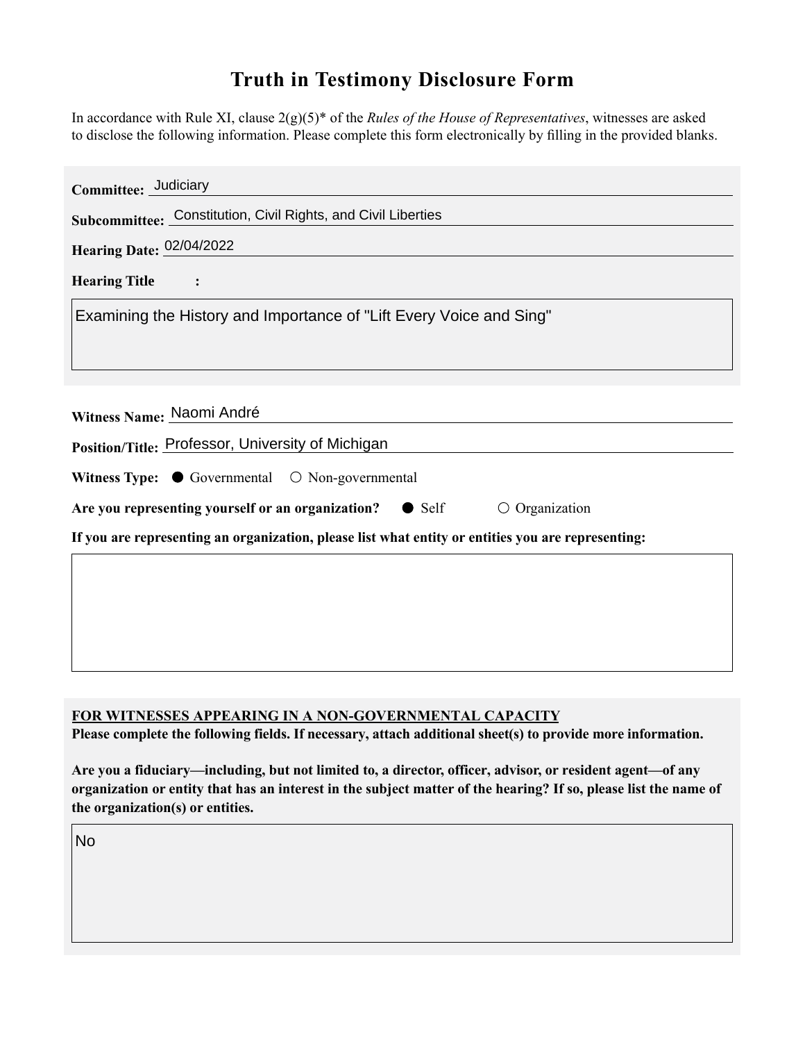# Truth in Testimony Disclosure Form

In accordance with Rule XI, clause 2(g)(5)* of the *Rules of the House of Representatives*, witnesses are asked to disclose the following information. Please complete this form electronically by filling in the provided blanks.

**Committee:** Judiciary

**Subcommittee:** Constitution, Civil Rights, and Civil Liberties

**Hearing Date:** 02/04/2022

**Hearing Title:**

Examining the History and Importance of "Lift Every Voice and Sing"

**Witness Name:** Naomi André

**Position/Title:** Professor, University of Michigan

**Witness Type:** ● Governmental ○ Non-governmental

**Are you representing yourself or an organization?** ● Self ○ Organization

**If you are representing an organization, please list what entity or entities you are representing:**

**FOR WITNESSES APPEARING IN A NON-GOVERNMENTAL CAPACITY**

**Please complete the following fields. If necessary, attach additional sheet(s) to provide more information.**

**Are you a fiduciary—including, but not limited to, a director, officer, advisor, or resident agent—of any organization or entity that has an interest in the subject matter of the hearing? If so, please list the name of the organization(s) or entities.**

No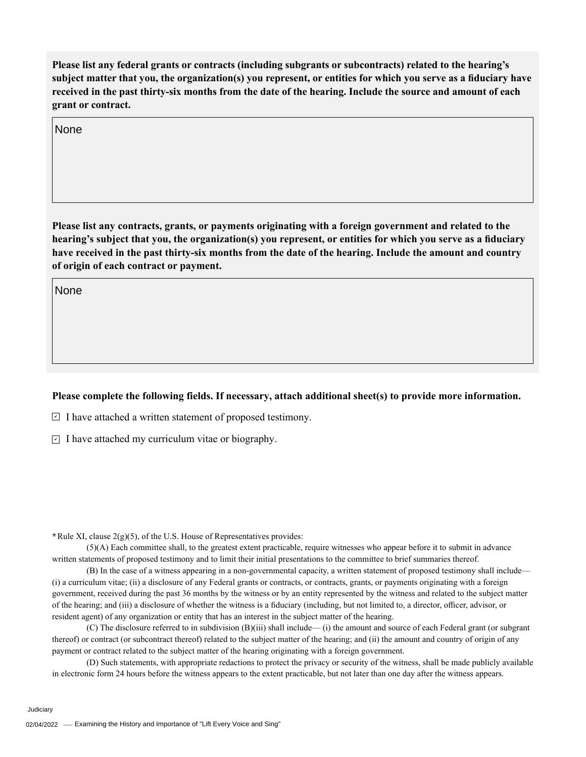**Please list any federal grants or contracts (including subgrants or subcontracts) related to the hearing's subject matter that you, the organization(s) you represent, or entities for which you serve as a fiduciary have received in the past thirty-six months from the date of the hearing. Include the source and amount of each grant or contract.**

None

**Please list any contracts, grants, or payments originating with a foreign government and related to the hearing's subject that you, the organization(s) you represent, or entities for which you serve as a fiduciary have received in the past thirty-six months from the date of the hearing. Include the amount and country of origin of each contract or payment.**

None

**Please complete the following fields. If necessary, attach additional sheet(s) to provide more information.**

- [x] I have attached a written statement of proposed testimony.
- [x] I have attached my curriculum vitae or biography.

**\*** Rule XI, clause 2(g)(5), of the U.S. House of Representatives provides:

(5)(A) Each committee shall, to the greatest extent practicable, require witnesses who appear before it to submit in advance written statements of proposed testimony and to limit their initial presentations to the committee to brief summaries thereof.

(B) In the case of a witness appearing in a non-governmental capacity, a written statement of proposed testimony shall include— (i) a curriculum vitae; (ii) a disclosure of any Federal grants or contracts, or contracts, grants, or payments originating with a foreign government, received during the past 36 months by the witness or by an entity represented by the witness and related to the subject matter of the hearing; and (iii) a disclosure of whether the witness is a fiduciary (including, but not limited to, a director, officer, advisor, or resident agent) of any organization or entity that has an interest in the subject matter of the hearing.

(C) The disclosure referred to in subdivision (B)(iii) shall include— (i) the amount and source of each Federal grant (or subgrant thereof) or contract (or subcontract thereof) related to the subject matter of the hearing; and (ii) the amount and country of origin of any payment or contract related to the subject matter of the hearing originating with a foreign government.

(D) Such statements, with appropriate redactions to protect the privacy or security of the witness, shall be made publicly available in electronic form 24 hours before the witness appears to the extent practicable, but not later than one day after the witness appears.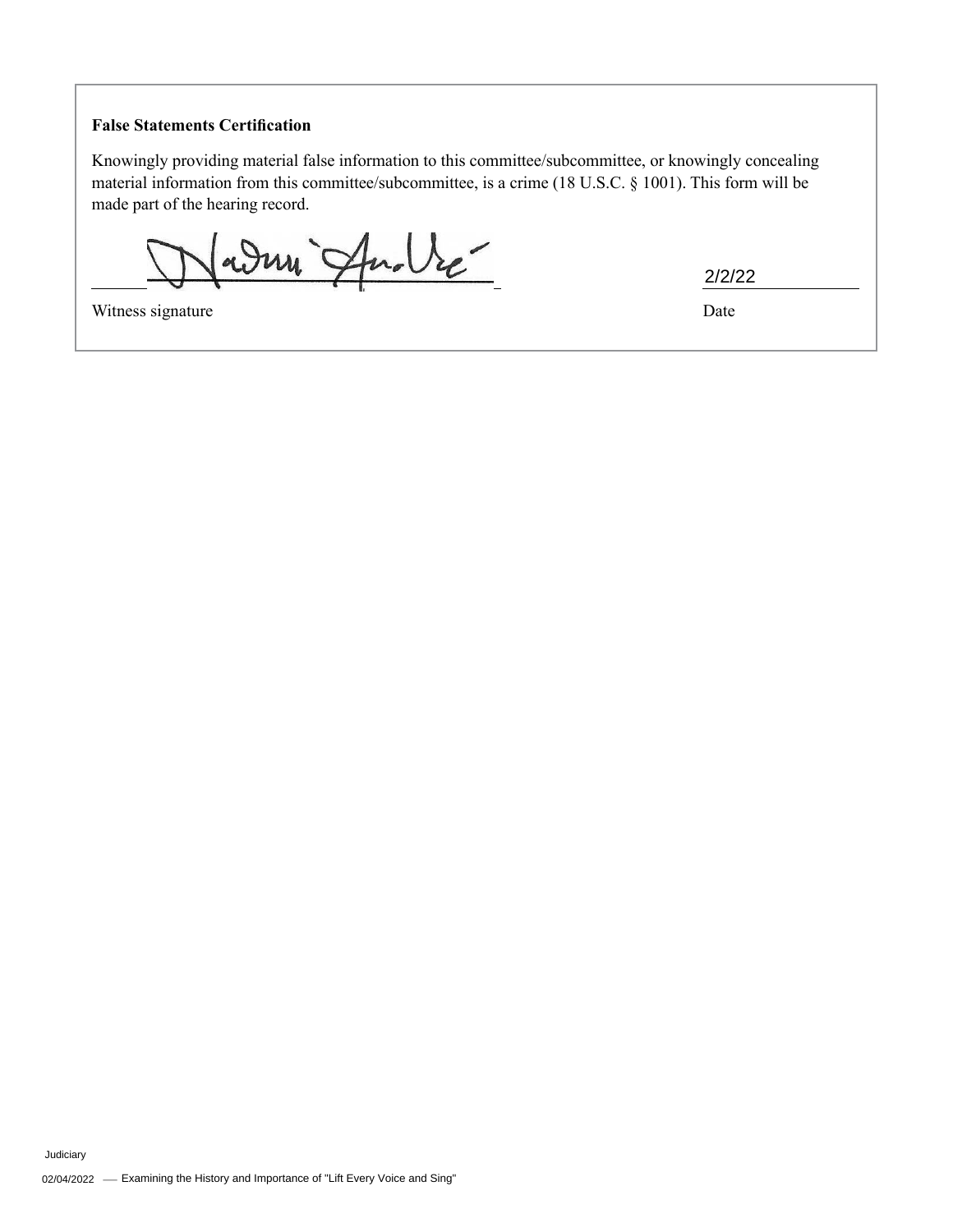**False Statements Certification**

Knowingly providing material false information to this committee/subcommittee, or knowingly concealing material information from this committee/subcommittee, is a crime (18 U.S.C. § 1001). This form will be made part of the hearing record.

Witness signature ____________________ Date 2/2/22